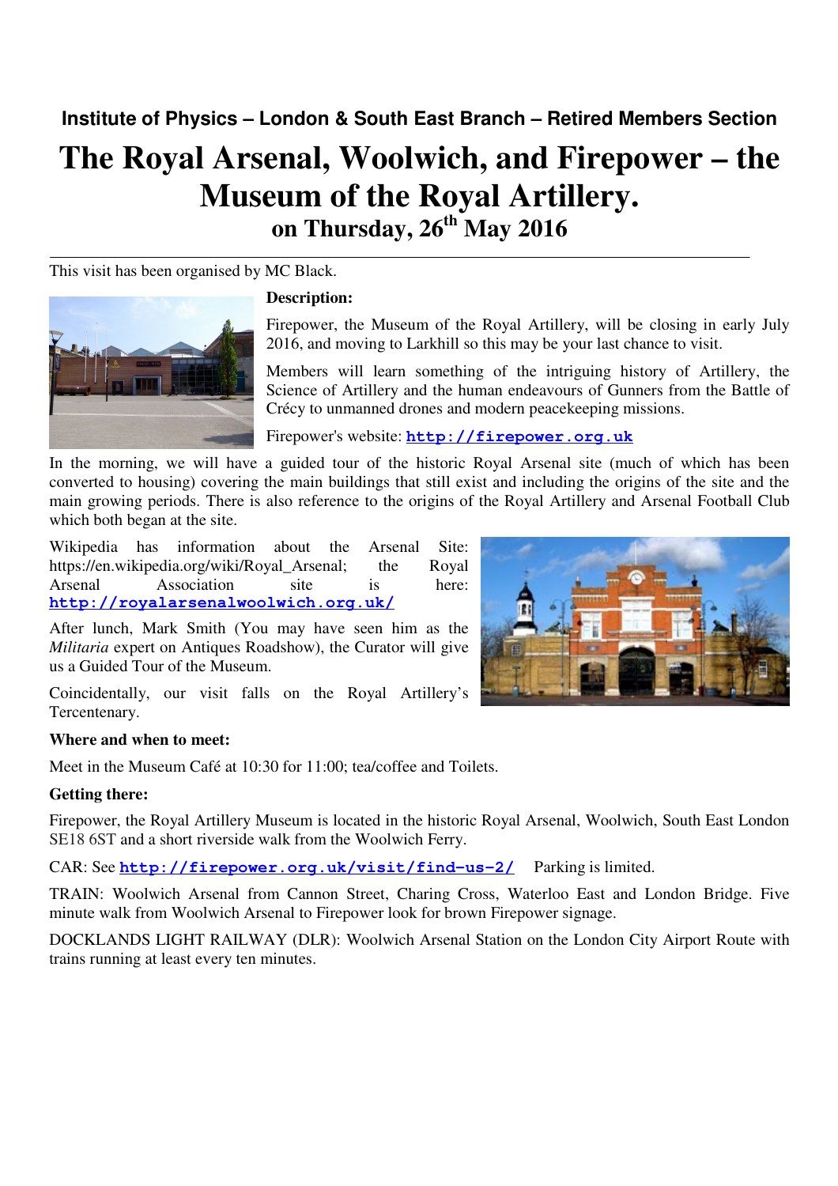**Institute of Physics – London & South East Branch – Retired Members Section**

# The Royal Arsenal, Woolwich, and Firepower – the Museum of the Royal Artillery.

## on Thursday, 26th May 2016

This visit has been organised by MC Black.

**Description:**

Firepower, the Museum of the Royal Artillery, will be closing in early July 2016, and moving to Larkhill so this may be your last chance to visit.

Members will learn something of the intriguing history of Artillery, the Science of Artillery and the human endeavours of Gunners from the Battle of Crécy to unmanned drones and modern peacekeeping missions.

Firepower's website: **http://firepower.org.uk**

In the morning, we will have a guided tour of the historic Royal Arsenal site (much of which has been converted to housing) covering the main buildings that still exist and including the origins of the site and the main growing periods. There is also reference to the origins of the Royal Artillery and Arsenal Football Club which both began at the site.

Wikipedia has information about the Arsenal Site: https://en.wikipedia.org/wiki/Royal_Arsenal; the Royal Arsenal Association site is here: **http://royalarsenalwoolwich.org.uk/**

After lunch, Mark Smith (You may have seen him as the *Militaria* expert on Antiques Roadshow), the Curator will give us a Guided Tour of the Museum.

Coincidentally, our visit falls on the Royal Artillery's Tercentenary.

**Where and when to meet:**

Meet in the Museum Café at 10:30 for 11:00; tea/coffee and Toilets.

**Getting there:**

Firepower, the Royal Artillery Museum is located in the historic Royal Arsenal, Woolwich, South East London SE18 6ST and a short riverside walk from the Woolwich Ferry.

CAR: See **http://firepower.org.uk/visit/find-us-2/** Parking is limited.

TRAIN: Woolwich Arsenal from Cannon Street, Charing Cross, Waterloo East and London Bridge. Five minute walk from Woolwich Arsenal to Firepower look for brown Firepower signage.

DOCKLANDS LIGHT RAILWAY (DLR): Woolwich Arsenal Station on the London City Airport Route with trains running at least every ten minutes.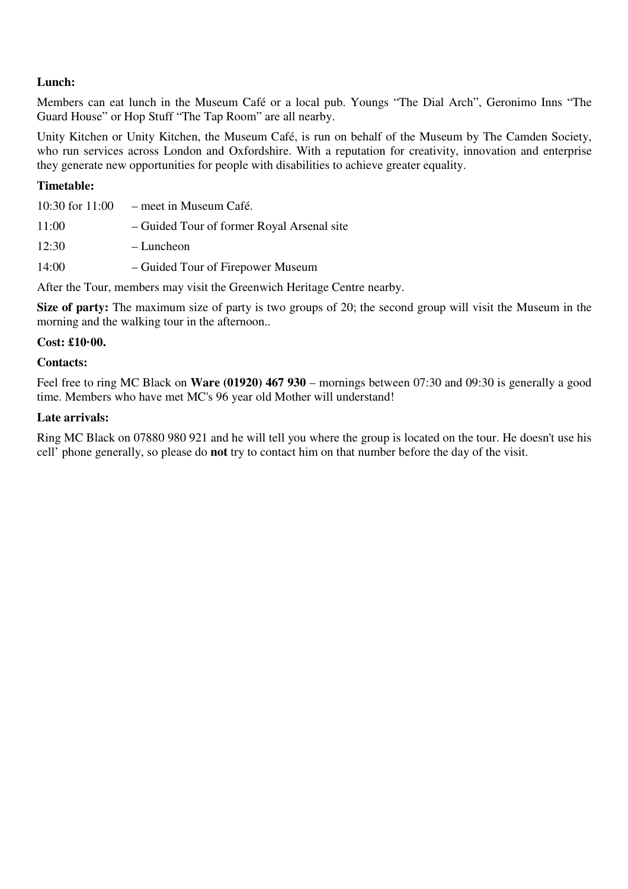**Lunch:**

Members can eat lunch in the Museum Café or a local pub. Youngs "The Dial Arch", Geronimo Inns "The Guard House" or Hop Stuff "The Tap Room" are all nearby.

Unity Kitchen or Unity Kitchen, the Museum Café, is run on behalf of the Museum by The Camden Society, who run services across London and Oxfordshire. With a reputation for creativity, innovation and enterprise they generate new opportunities for people with disabilities to achieve greater equality.

**Timetable:**

| | |
|---|---|
| 10:30 for 11:00 | – meet in Museum Café. |
| 11:00 | – Guided Tour of former Royal Arsenal site |
| 12:30 | – Luncheon |
| 14:00 | – Guided Tour of Firepower Museum |

After the Tour, members may visit the Greenwich Heritage Centre nearby.

**Size of party:** The maximum size of party is two groups of 20; the second group will visit the Museum in the morning and the walking tour in the afternoon..

**Cost: £10·00.**

**Contacts:**

Feel free to ring MC Black on **Ware (01920) 467 930** – mornings between 07:30 and 09:30 is generally a good time. Members who have met MC's 96 year old Mother will understand!

**Late arrivals:**

Ring MC Black on 07880 980 921 and he will tell you where the group is located on the tour. He doesn't use his cell' phone generally, so please do **not** try to contact him on that number before the day of the visit.